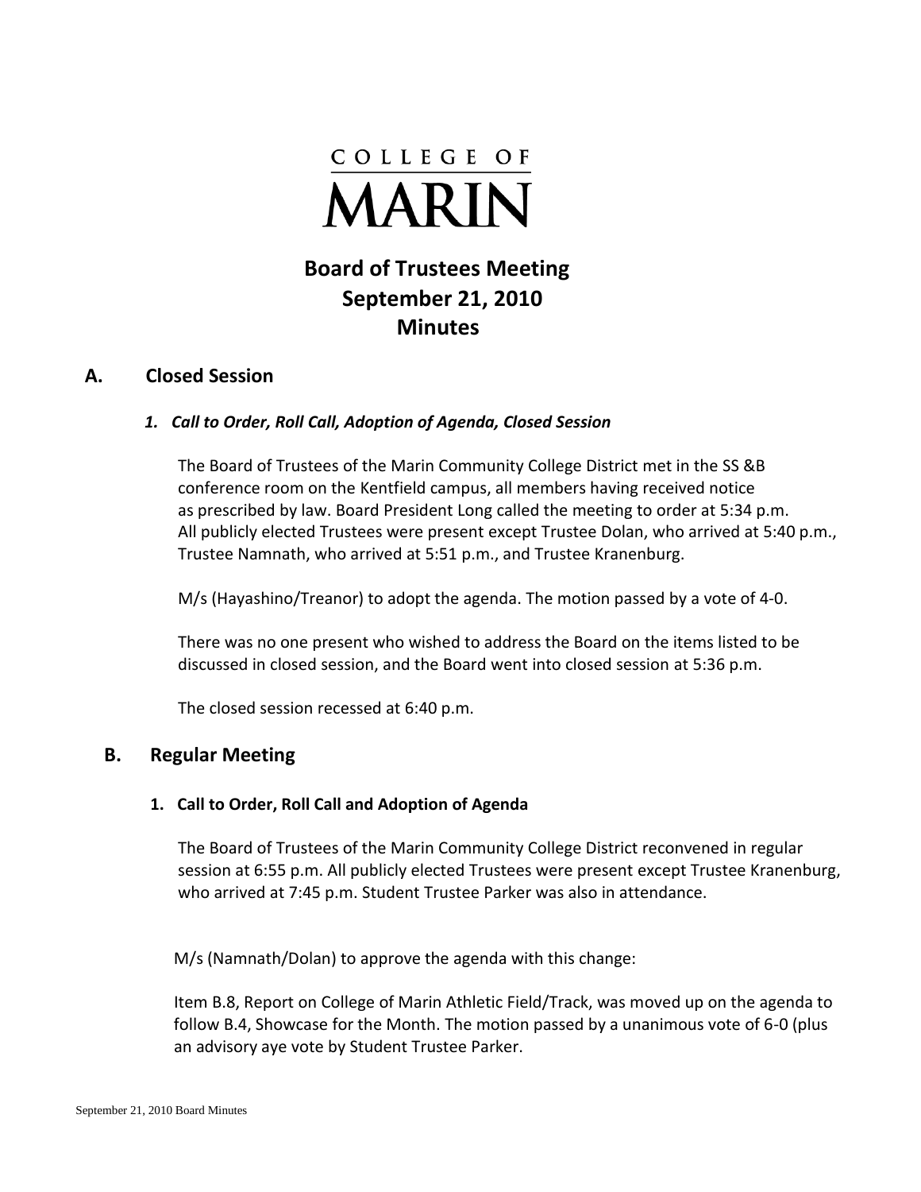COLLEGE OF
MARIN

# Board of Trustees Meeting
# September 21, 2010
# Minutes

## A. Closed Session

### *1. Call to Order, Roll Call, Adoption of Agenda, Closed Session*

The Board of Trustees of the Marin Community College District met in the SS &B conference room on the Kentfield campus, all members having received notice as prescribed by law. Board President Long called the meeting to order at 5:34 p.m. All publicly elected Trustees were present except Trustee Dolan, who arrived at 5:40 p.m., Trustee Namnath, who arrived at 5:51 p.m., and Trustee Kranenburg.

M/s (Hayashino/Treanor) to adopt the agenda. The motion passed by a vote of 4-0.

There was no one present who wished to address the Board on the items listed to be discussed in closed session, and the Board went into closed session at 5:36 p.m.

The closed session recessed at 6:40 p.m.

## B. Regular Meeting

### 1. Call to Order, Roll Call and Adoption of Agenda

The Board of Trustees of the Marin Community College District reconvened in regular session at 6:55 p.m. All publicly elected Trustees were present except Trustee Kranenburg, who arrived at 7:45 p.m. Student Trustee Parker was also in attendance.

M/s (Namnath/Dolan) to approve the agenda with this change:

Item B.8, Report on College of Marin Athletic Field/Track, was moved up on the agenda to follow B.4, Showcase for the Month. The motion passed by a unanimous vote of 6-0 (plus an advisory aye vote by Student Trustee Parker.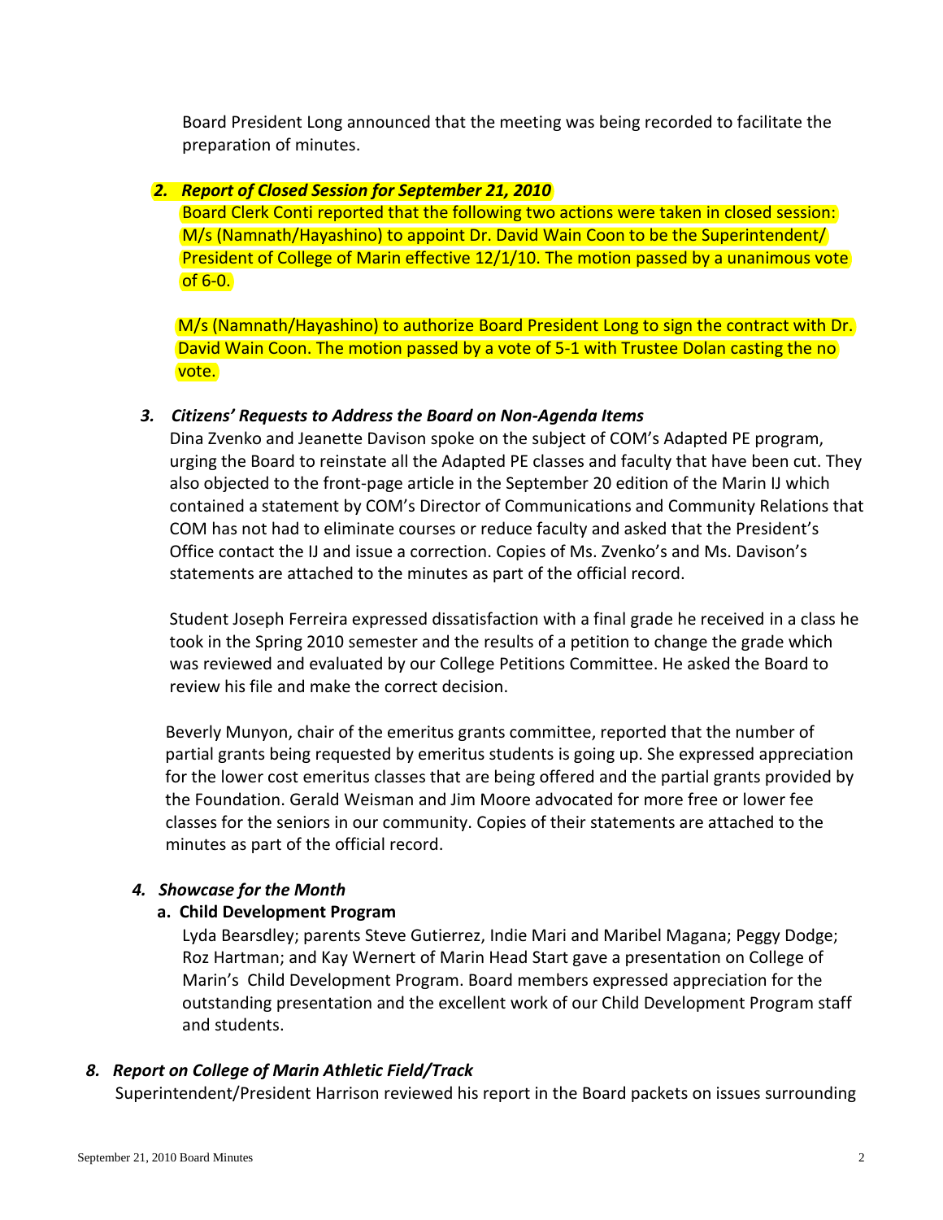Board President Long announced that the meeting was being recorded to facilitate the preparation of minutes.

### *2. Report of Closed Session for September 21, 2010*

Board Clerk Conti reported that the following two actions were taken in closed session: M/s (Namnath/Hayashino) to appoint Dr. David Wain Coon to be the Superintendent/ President of College of Marin effective 12/1/10. The motion passed by a unanimous vote of 6-0.

M/s (Namnath/Hayashino) to authorize Board President Long to sign the contract with Dr. David Wain Coon. The motion passed by a vote of 5-1 with Trustee Dolan casting the no vote.

### *3. Citizens' Requests to Address the Board on Non-Agenda Items*

Dina Zvenko and Jeanette Davison spoke on the subject of COM's Adapted PE program, urging the Board to reinstate all the Adapted PE classes and faculty that have been cut. They also objected to the front-page article in the September 20 edition of the Marin IJ which contained a statement by COM's Director of Communications and Community Relations that COM has not had to eliminate courses or reduce faculty and asked that the President's Office contact the IJ and issue a correction. Copies of Ms. Zvenko's and Ms. Davison's statements are attached to the minutes as part of the official record.

Student Joseph Ferreira expressed dissatisfaction with a final grade he received in a class he took in the Spring 2010 semester and the results of a petition to change the grade which was reviewed and evaluated by our College Petitions Committee. He asked the Board to review his file and make the correct decision.

Beverly Munyon, chair of the emeritus grants committee, reported that the number of partial grants being requested by emeritus students is going up. She expressed appreciation for the lower cost emeritus classes that are being offered and the partial grants provided by the Foundation. Gerald Weisman and Jim Moore advocated for more free or lower fee classes for the seniors in our community. Copies of their statements are attached to the minutes as part of the official record.

### *4. Showcase for the Month*

**a. Child Development Program**

Lyda Bearsdley; parents Steve Gutierrez, Indie Mari and Maribel Magana; Peggy Dodge; Roz Hartman; and Kay Wernert of Marin Head Start gave a presentation on College of Marin's Child Development Program. Board members expressed appreciation for the outstanding presentation and the excellent work of our Child Development Program staff and students.

### *8. Report on College of Marin Athletic Field/Track*

Superintendent/President Harrison reviewed his report in the Board packets on issues surrounding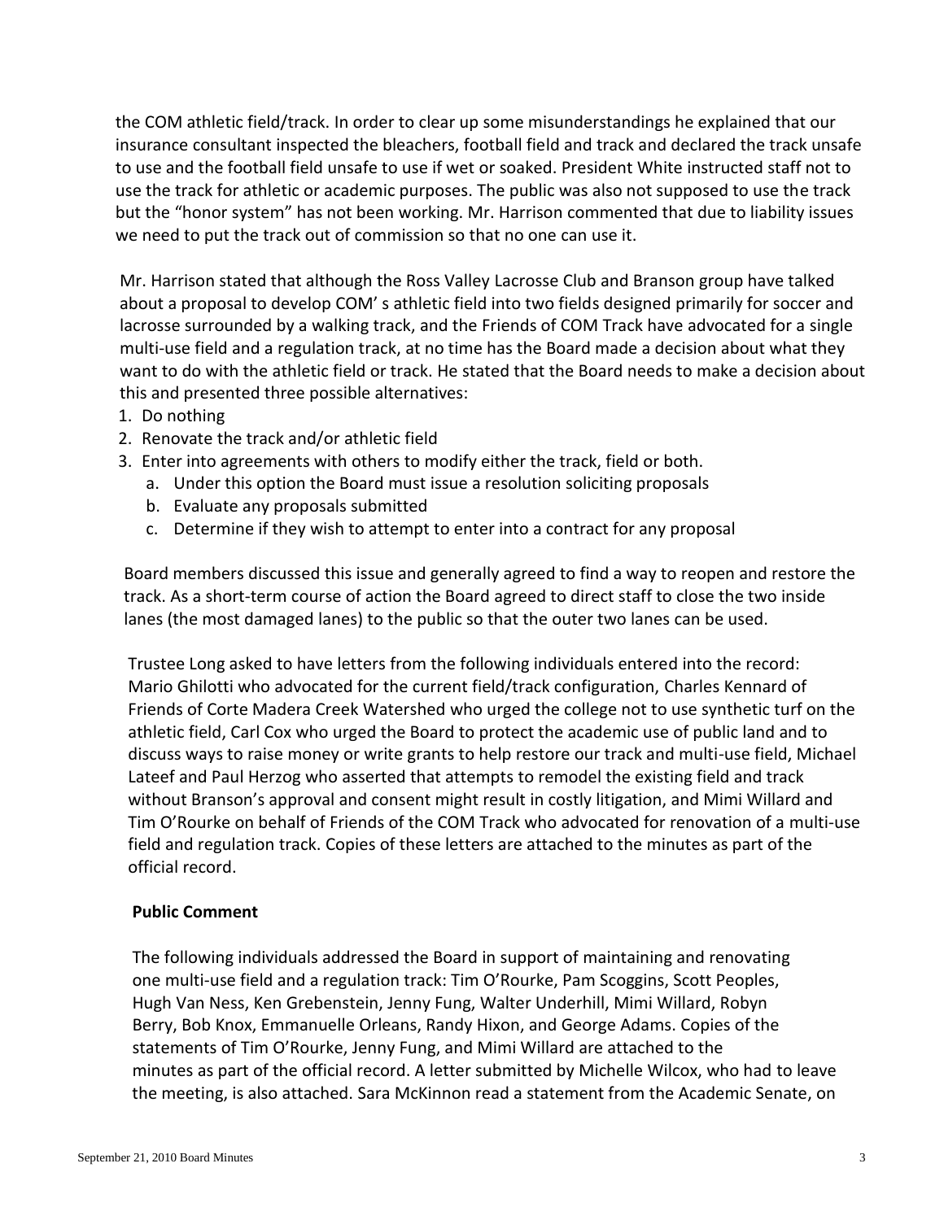the COM athletic field/track. In order to clear up some misunderstandings he explained that our insurance consultant inspected the bleachers, football field and track and declared the track unsafe to use and the football field unsafe to use if wet or soaked. President White instructed staff not to use the track for athletic or academic purposes. The public was also not supposed to use the track but the "honor system" has not been working. Mr. Harrison commented that due to liability issues we need to put the track out of commission so that no one can use it.

Mr. Harrison stated that although the Ross Valley Lacrosse Club and Branson group have talked about a proposal to develop COM' s athletic field into two fields designed primarily for soccer and lacrosse surrounded by a walking track, and the Friends of COM Track have advocated for a single multi-use field and a regulation track, at no time has the Board made a decision about what they want to do with the athletic field or track. He stated that the Board needs to make a decision about this and presented three possible alternatives:

1. Do nothing
2. Renovate the track and/or athletic field
3. Enter into agreements with others to modify either the track, field or both.
   a. Under this option the Board must issue a resolution soliciting proposals
   b. Evaluate any proposals submitted
   c. Determine if they wish to attempt to enter into a contract for any proposal

Board members discussed this issue and generally agreed to find a way to reopen and restore the track. As a short-term course of action the Board agreed to direct staff to close the two inside lanes (the most damaged lanes) to the public so that the outer two lanes can be used.

Trustee Long asked to have letters from the following individuals entered into the record: Mario Ghilotti who advocated for the current field/track configuration, Charles Kennard of Friends of Corte Madera Creek Watershed who urged the college not to use synthetic turf on the athletic field, Carl Cox who urged the Board to protect the academic use of public land and to discuss ways to raise money or write grants to help restore our track and multi-use field, Michael Lateef and Paul Herzog who asserted that attempts to remodel the existing field and track without Branson's approval and consent might result in costly litigation, and Mimi Willard and Tim O'Rourke on behalf of Friends of the COM Track who advocated for renovation of a multi-use field and regulation track. Copies of these letters are attached to the minutes as part of the official record.

**Public Comment**

The following individuals addressed the Board in support of maintaining and renovating one multi-use field and a regulation track: Tim O'Rourke, Pam Scoggins, Scott Peoples, Hugh Van Ness, Ken Grebenstein, Jenny Fung, Walter Underhill, Mimi Willard, Robyn Berry, Bob Knox, Emmanuelle Orleans, Randy Hixon, and George Adams. Copies of the statements of Tim O'Rourke, Jenny Fung, and Mimi Willard are attached to the minutes as part of the official record. A letter submitted by Michelle Wilcox, who had to leave the meeting, is also attached. Sara McKinnon read a statement from the Academic Senate, on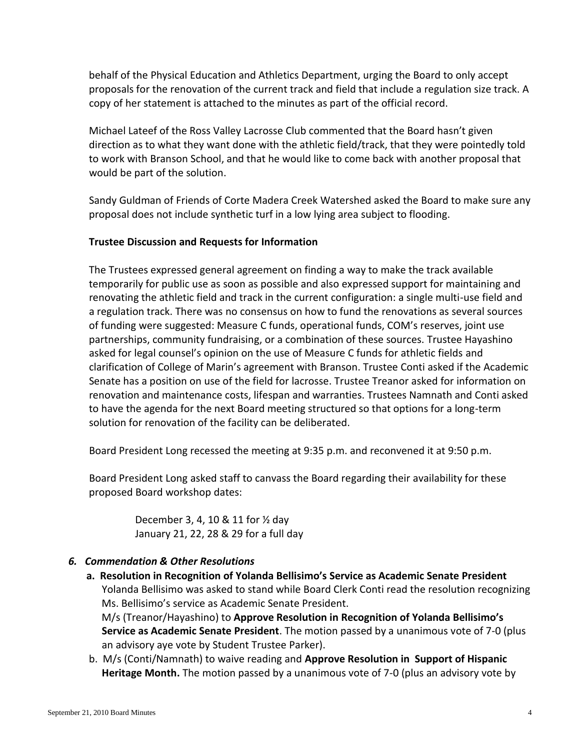behalf of the Physical Education and Athletics Department, urging the Board to only accept proposals for the renovation of the current track and field that include a regulation size track. A copy of her statement is attached to the minutes as part of the official record.

Michael Lateef of the Ross Valley Lacrosse Club commented that the Board hasn't given direction as to what they want done with the athletic field/track, that they were pointedly told to work with Branson School, and that he would like to come back with another proposal that would be part of the solution.

Sandy Guldman of Friends of Corte Madera Creek Watershed asked the Board to make sure any proposal does not include synthetic turf in a low lying area subject to flooding.

**Trustee Discussion and Requests for Information**

The Trustees expressed general agreement on finding a way to make the track available temporarily for public use as soon as possible and also expressed support for maintaining and renovating the athletic field and track in the current configuration: a single multi-use field and a regulation track. There was no consensus on how to fund the renovations as several sources of funding were suggested: Measure C funds, operational funds, COM's reserves, joint use partnerships, community fundraising, or a combination of these sources. Trustee Hayashino asked for legal counsel's opinion on the use of Measure C funds for athletic fields and clarification of College of Marin's agreement with Branson. Trustee Conti asked if the Academic Senate has a position on use of the field for lacrosse. Trustee Treanor asked for information on renovation and maintenance costs, lifespan and warranties. Trustees Namnath and Conti asked to have the agenda for the next Board meeting structured so that options for a long-term solution for renovation of the facility can be deliberated.

Board President Long recessed the meeting at 9:35 p.m. and reconvened it at 9:50 p.m.

Board President Long asked staff to canvass the Board regarding their availability for these proposed Board workshop dates:

December 3, 4, 10 & 11 for ½ day
January 21, 22, 28 & 29 for a full day

### *6. Commendation & Other Resolutions*

a. **Resolution in Recognition of Yolanda Bellisimo's Service as Academic Senate President**
Yolanda Bellisimo was asked to stand while Board Clerk Conti read the resolution recognizing Ms. Bellisimo's service as Academic Senate President.
M/s (Treanor/Hayashino) to **Approve Resolution in Recognition of Yolanda Bellisimo's Service as Academic Senate President**. The motion passed by a unanimous vote of 7-0 (plus an advisory aye vote by Student Trustee Parker).

b. M/s (Conti/Namnath) to waive reading and **Approve Resolution in Support of Hispanic Heritage Month.** The motion passed by a unanimous vote of 7-0 (plus an advisory vote by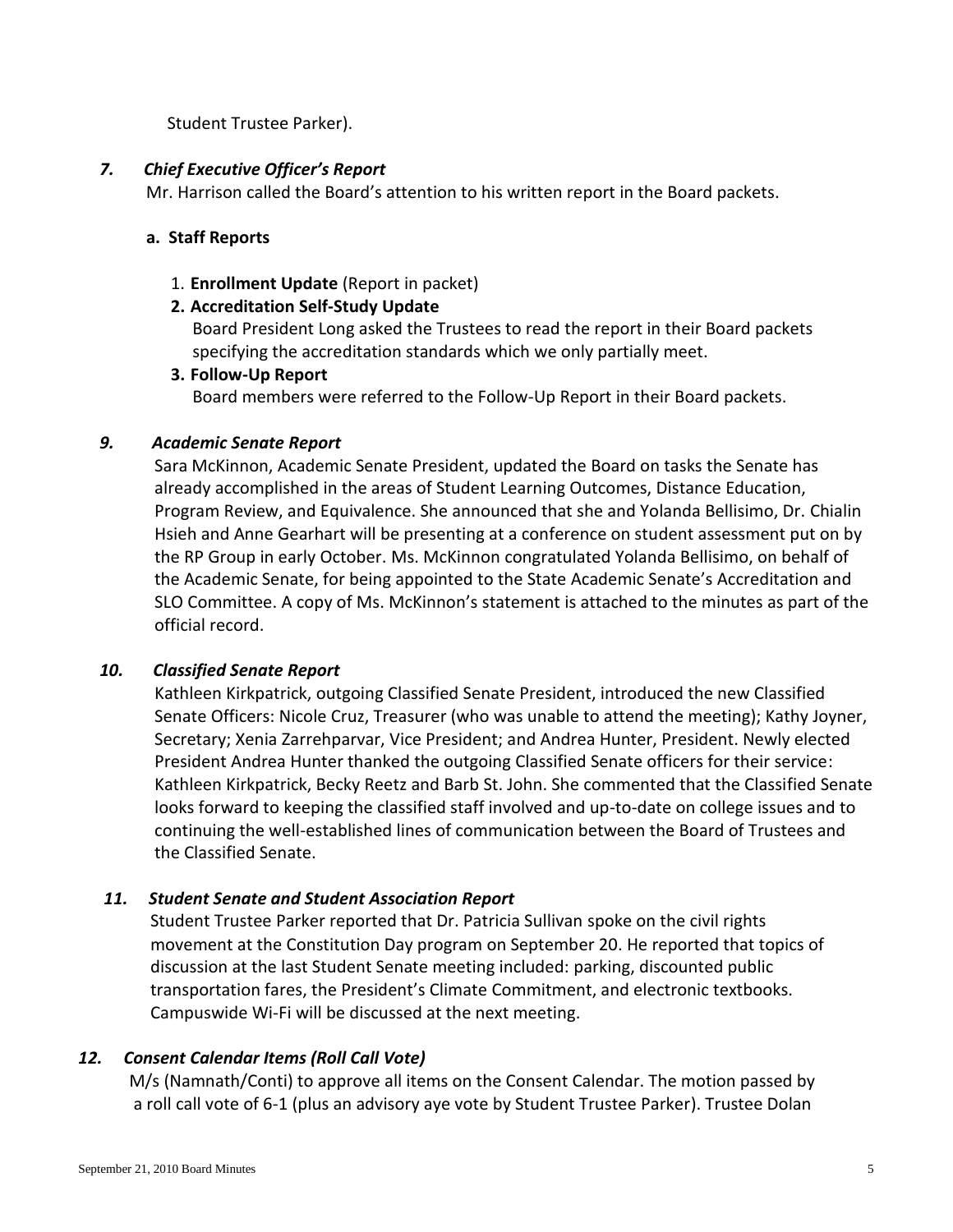Student Trustee Parker).

### *7. Chief Executive Officer's Report*

Mr. Harrison called the Board's attention to his written report in the Board packets.

**a. Staff Reports**

1. **Enrollment Update** (Report in packet)
2. **Accreditation Self-Study Update**
   Board President Long asked the Trustees to read the report in their Board packets specifying the accreditation standards which we only partially meet.
3. **Follow-Up Report**
   Board members were referred to the Follow-Up Report in their Board packets.

### *9. Academic Senate Report*

Sara McKinnon, Academic Senate President, updated the Board on tasks the Senate has already accomplished in the areas of Student Learning Outcomes, Distance Education, Program Review, and Equivalence. She announced that she and Yolanda Bellisimo, Dr. Chialin Hsieh and Anne Gearhart will be presenting at a conference on student assessment put on by the RP Group in early October. Ms. McKinnon congratulated Yolanda Bellisimo, on behalf of the Academic Senate, for being appointed to the State Academic Senate's Accreditation and SLO Committee. A copy of Ms. McKinnon's statement is attached to the minutes as part of the official record.

### *10. Classified Senate Report*

Kathleen Kirkpatrick, outgoing Classified Senate President, introduced the new Classified Senate Officers: Nicole Cruz, Treasurer (who was unable to attend the meeting); Kathy Joyner, Secretary; Xenia Zarrehparvar, Vice President; and Andrea Hunter, President. Newly elected President Andrea Hunter thanked the outgoing Classified Senate officers for their service: Kathleen Kirkpatrick, Becky Reetz and Barb St. John. She commented that the Classified Senate looks forward to keeping the classified staff involved and up-to-date on college issues and to continuing the well-established lines of communication between the Board of Trustees and the Classified Senate.

### *11. Student Senate and Student Association Report*

Student Trustee Parker reported that Dr. Patricia Sullivan spoke on the civil rights movement at the Constitution Day program on September 20. He reported that topics of discussion at the last Student Senate meeting included: parking, discounted public transportation fares, the President's Climate Commitment, and electronic textbooks. Campuswide Wi-Fi will be discussed at the next meeting.

### *12. Consent Calendar Items (Roll Call Vote)*

M/s (Namnath/Conti) to approve all items on the Consent Calendar. The motion passed by a roll call vote of 6-1 (plus an advisory aye vote by Student Trustee Parker). Trustee Dolan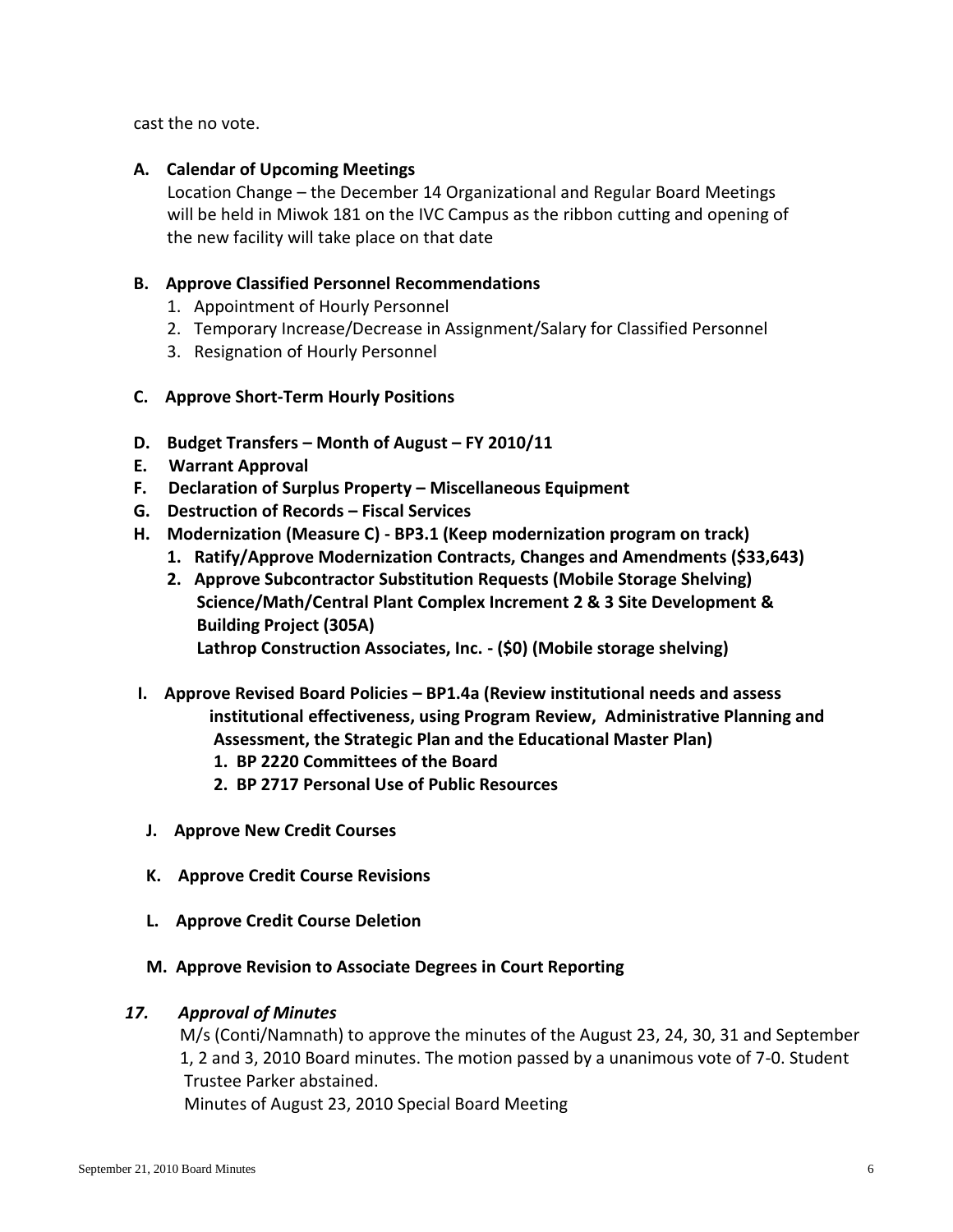cast the no vote.

**A. Calendar of Upcoming Meetings**

Location Change – the December 14 Organizational and Regular Board Meetings will be held in Miwok 181 on the IVC Campus as the ribbon cutting and opening of the new facility will take place on that date

**B. Approve Classified Personnel Recommendations**

1. Appointment of Hourly Personnel
2. Temporary Increase/Decrease in Assignment/Salary for Classified Personnel
3. Resignation of Hourly Personnel

**C. Approve Short-Term Hourly Positions**

**D. Budget Transfers – Month of August – FY 2010/11**

**E. Warrant Approval**

**F. Declaration of Surplus Property – Miscellaneous Equipment**

**G. Destruction of Records – Fiscal Services**

**H. Modernization (Measure C) - BP3.1 (Keep modernization program on track)**

1. **Ratify/Approve Modernization Contracts, Changes and Amendments ($33,643)**
2. **Approve Subcontractor Substitution Requests (Mobile Storage Shelving) Science/Math/Central Plant Complex Increment 2 & 3 Site Development & Building Project (305A)**
   **Lathrop Construction Associates, Inc. - ($0) (Mobile storage shelving)**

**I. Approve Revised Board Policies – BP1.4a (Review institutional needs and assess institutional effectiveness, using Program Review, Administrative Planning and Assessment, the Strategic Plan and the Educational Master Plan)**

1. **BP 2220 Committees of the Board**
2. **BP 2717 Personal Use of Public Resources**

**J. Approve New Credit Courses**

**K. Approve Credit Course Revisions**

**L. Approve Credit Course Deletion**

**M. Approve Revision to Associate Degrees in Court Reporting**

***17. Approval of Minutes***

M/s (Conti/Namnath) to approve the minutes of the August 23, 24, 30, 31 and September 1, 2 and 3, 2010 Board minutes. The motion passed by a unanimous vote of 7-0. Student Trustee Parker abstained.

Minutes of August 23, 2010 Special Board Meeting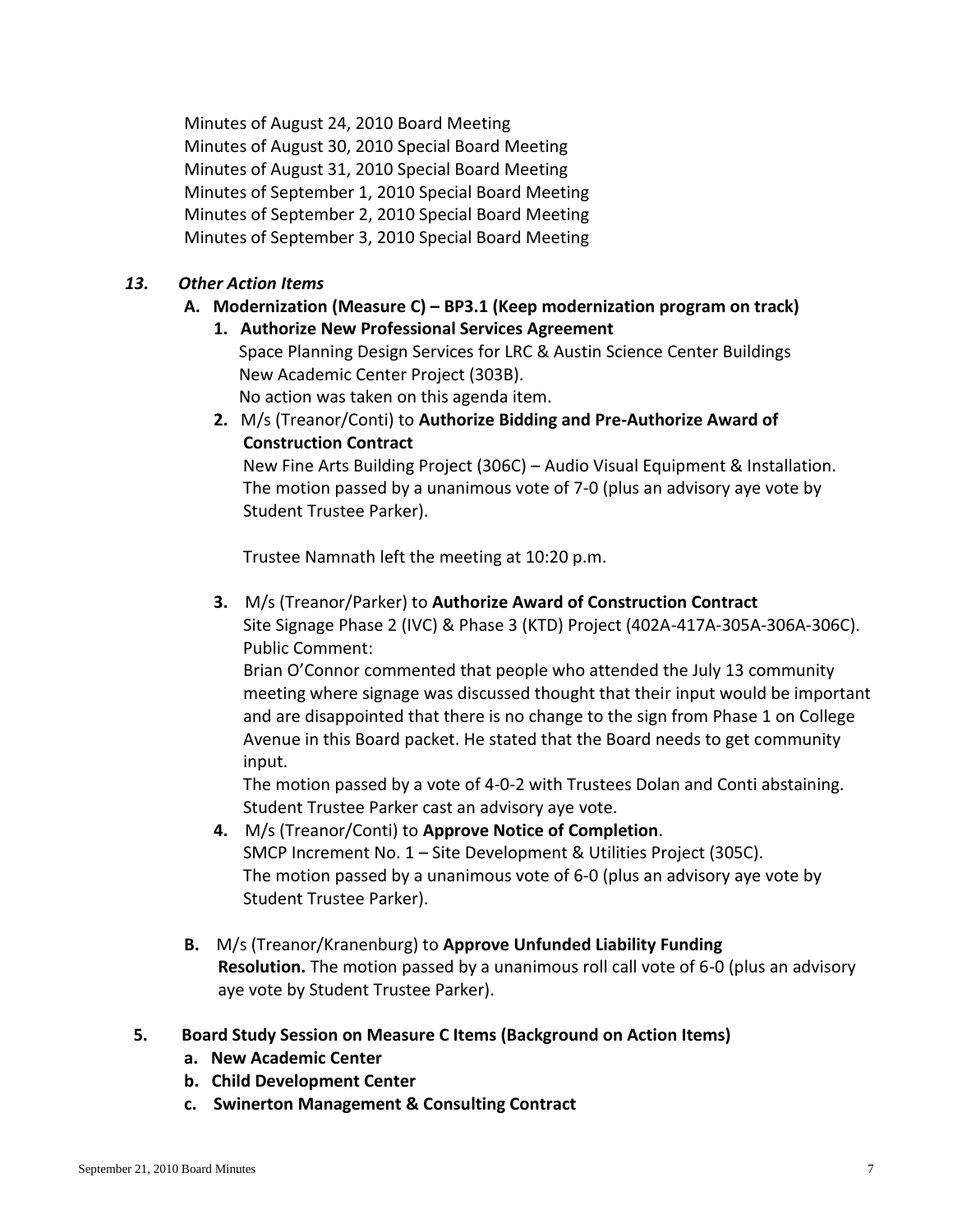Minutes of August 24, 2010 Board Meeting
Minutes of August 30, 2010 Special Board Meeting
Minutes of August 31, 2010 Special Board Meeting
Minutes of September 1, 2010 Special Board Meeting
Minutes of September 2, 2010 Special Board Meeting
Minutes of September 3, 2010 Special Board Meeting

### *13. Other Action Items*

**A. Modernization (Measure C) – BP3.1 (Keep modernization program on track)**

1. **Authorize New Professional Services Agreement**
   Space Planning Design Services for LRC & Austin Science Center Buildings
   New Academic Center Project (303B).
   No action was taken on this agenda item.

2. M/s (Treanor/Conti) to **Authorize Bidding and Pre-Authorize Award of Construction Contract**
   New Fine Arts Building Project (306C) – Audio Visual Equipment & Installation.
   The motion passed by a unanimous vote of 7-0 (plus an advisory aye vote by Student Trustee Parker).

   Trustee Namnath left the meeting at 10:20 p.m.

3. M/s (Treanor/Parker) to **Authorize Award of Construction Contract**
   Site Signage Phase 2 (IVC) & Phase 3 (KTD) Project (402A-417A-305A-306A-306C).
   Public Comment:
   Brian O'Connor commented that people who attended the July 13 community meeting where signage was discussed thought that their input would be important and are disappointed that there is no change to the sign from Phase 1 on College Avenue in this Board packet. He stated that the Board needs to get community input.
   The motion passed by a vote of 4-0-2 with Trustees Dolan and Conti abstaining. Student Trustee Parker cast an advisory aye vote.

4. M/s (Treanor/Conti) to **Approve Notice of Completion**.
   SMCP Increment No. 1 – Site Development & Utilities Project (305C).
   The motion passed by a unanimous vote of 6-0 (plus an advisory aye vote by Student Trustee Parker).

**B.** M/s (Treanor/Kranenburg) to **Approve Unfunded Liability Funding Resolution.** The motion passed by a unanimous roll call vote of 6-0 (plus an advisory aye vote by Student Trustee Parker).

### 5. Board Study Session on Measure C Items (Background on Action Items)

**a. New Academic Center**
**b. Child Development Center**
**c. Swinerton Management & Consulting Contract**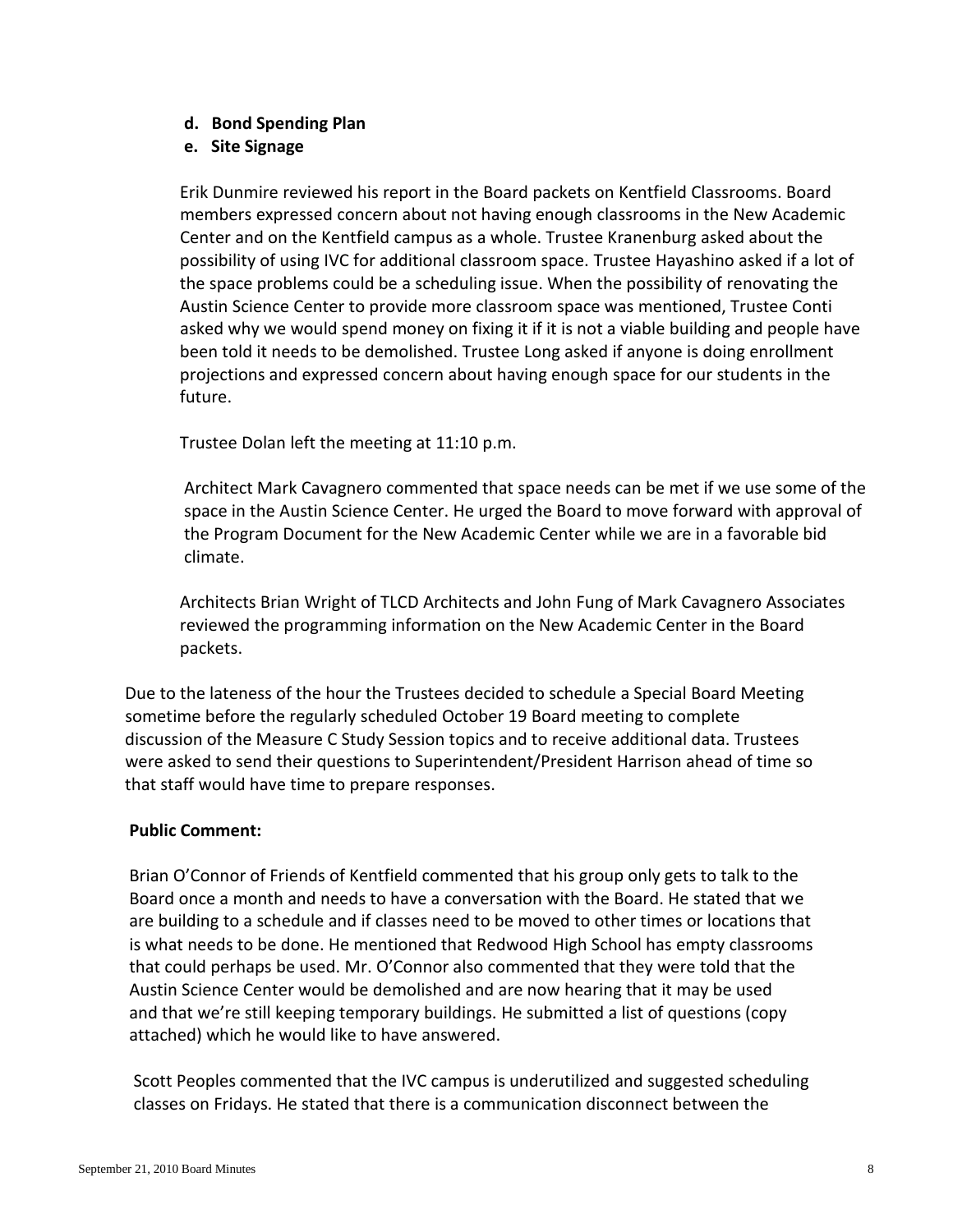**d. Bond Spending Plan**

**e. Site Signage**

Erik Dunmire reviewed his report in the Board packets on Kentfield Classrooms. Board members expressed concern about not having enough classrooms in the New Academic Center and on the Kentfield campus as a whole. Trustee Kranenburg asked about the possibility of using IVC for additional classroom space. Trustee Hayashino asked if a lot of the space problems could be a scheduling issue. When the possibility of renovating the Austin Science Center to provide more classroom space was mentioned, Trustee Conti asked why we would spend money on fixing it if it is not a viable building and people have been told it needs to be demolished. Trustee Long asked if anyone is doing enrollment projections and expressed concern about having enough space for our students in the future.

Trustee Dolan left the meeting at 11:10 p.m.

Architect Mark Cavagnero commented that space needs can be met if we use some of the space in the Austin Science Center. He urged the Board to move forward with approval of the Program Document for the New Academic Center while we are in a favorable bid climate.

Architects Brian Wright of TLCD Architects and John Fung of Mark Cavagnero Associates reviewed the programming information on the New Academic Center in the Board packets.

Due to the lateness of the hour the Trustees decided to schedule a Special Board Meeting sometime before the regularly scheduled October 19 Board meeting to complete discussion of the Measure C Study Session topics and to receive additional data. Trustees were asked to send their questions to Superintendent/President Harrison ahead of time so that staff would have time to prepare responses.

**Public Comment:**

Brian O'Connor of Friends of Kentfield commented that his group only gets to talk to the Board once a month and needs to have a conversation with the Board. He stated that we are building to a schedule and if classes need to be moved to other times or locations that is what needs to be done. He mentioned that Redwood High School has empty classrooms that could perhaps be used. Mr. O'Connor also commented that they were told that the Austin Science Center would be demolished and are now hearing that it may be used and that we're still keeping temporary buildings. He submitted a list of questions (copy attached) which he would like to have answered.

Scott Peoples commented that the IVC campus is underutilized and suggested scheduling classes on Fridays. He stated that there is a communication disconnect between the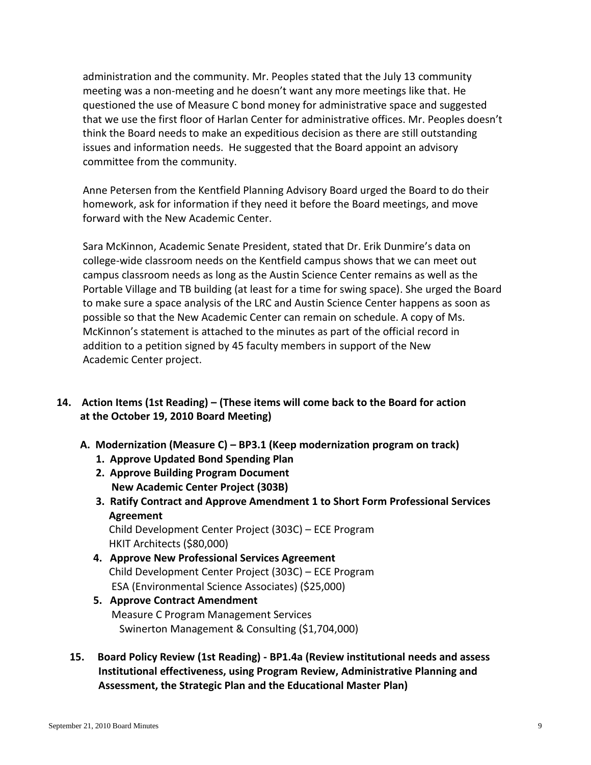administration and the community. Mr. Peoples stated that the July 13 community meeting was a non-meeting and he doesn't want any more meetings like that. He questioned the use of Measure C bond money for administrative space and suggested that we use the first floor of Harlan Center for administrative offices. Mr. Peoples doesn't think the Board needs to make an expeditious decision as there are still outstanding issues and information needs. He suggested that the Board appoint an advisory committee from the community.

Anne Petersen from the Kentfield Planning Advisory Board urged the Board to do their homework, ask for information if they need it before the Board meetings, and move forward with the New Academic Center.

Sara McKinnon, Academic Senate President, stated that Dr. Erik Dunmire's data on college-wide classroom needs on the Kentfield campus shows that we can meet out campus classroom needs as long as the Austin Science Center remains as well as the Portable Village and TB building (at least for a time for swing space). She urged the Board to make sure a space analysis of the LRC and Austin Science Center happens as soon as possible so that the New Academic Center can remain on schedule. A copy of Ms. McKinnon's statement is attached to the minutes as part of the official record in addition to a petition signed by 45 faculty members in support of the New Academic Center project.

**14. Action Items (1st Reading) – (These items will come back to the Board for action at the October 19, 2010 Board Meeting)**

**A. Modernization (Measure C) – BP3.1 (Keep modernization program on track)**

1. **Approve Updated Bond Spending Plan**
2. **Approve Building Program Document**
   **New Academic Center Project (303B)**
3. **Ratify Contract and Approve Amendment 1 to Short Form Professional Services Agreement**
   Child Development Center Project (303C) – ECE Program
   HKIT Architects ($80,000)
4. **Approve New Professional Services Agreement**
   Child Development Center Project (303C) – ECE Program
   ESA (Environmental Science Associates) ($25,000)
5. **Approve Contract Amendment**
   Measure C Program Management Services
   Swinerton Management & Consulting ($1,704,000)

**15. Board Policy Review (1st Reading) - BP1.4a (Review institutional needs and assess Institutional effectiveness, using Program Review, Administrative Planning and Assessment, the Strategic Plan and the Educational Master Plan)**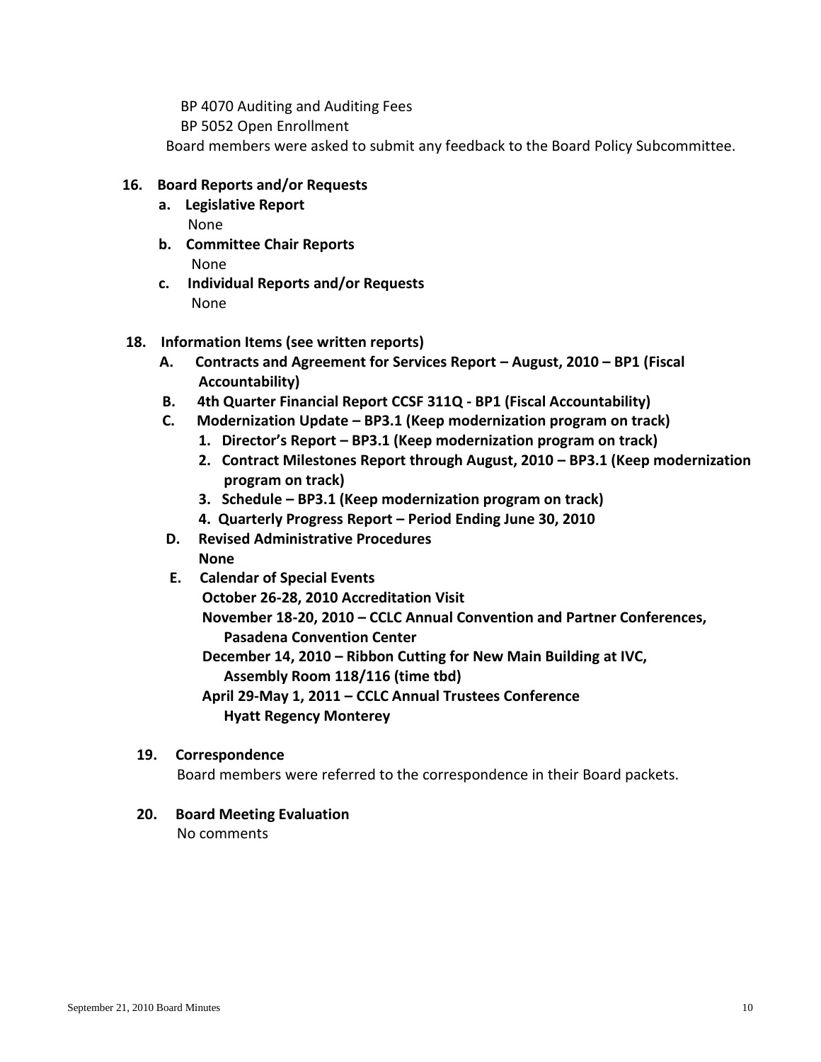BP 4070 Auditing and Auditing Fees

BP 5052 Open Enrollment

Board members were asked to submit any feedback to the Board Policy Subcommittee.

**16. Board Reports and/or Requests**

- **a. Legislative Report**
  None
- **b. Committee Chair Reports**
  None
- **c. Individual Reports and/or Requests**
  None

**18. Information Items (see written reports)**

- **A. Contracts and Agreement for Services Report – August, 2010 – BP1 (Fiscal Accountability)**
- **B. 4th Quarter Financial Report CCSF 311Q - BP1 (Fiscal Accountability)**
- **C. Modernization Update – BP3.1 (Keep modernization program on track)**
  1. **Director's Report – BP3.1 (Keep modernization program on track)**
  2. **Contract Milestones Report through August, 2010 – BP3.1 (Keep modernization program on track)**
  3. **Schedule – BP3.1 (Keep modernization program on track)**
  4. **Quarterly Progress Report – Period Ending June 30, 2010**
- **D. Revised Administrative Procedures**
  **None**
- **E. Calendar of Special Events**
  **October 26-28, 2010 Accreditation Visit**
  **November 18-20, 2010 – CCLC Annual Convention and Partner Conferences, Pasadena Convention Center**
  **December 14, 2010 – Ribbon Cutting for New Main Building at IVC, Assembly Room 118/116 (time tbd)**
  **April 29-May 1, 2011 – CCLC Annual Trustees Conference Hyatt Regency Monterey**

**19. Correspondence**

Board members were referred to the correspondence in their Board packets.

**20. Board Meeting Evaluation**

No comments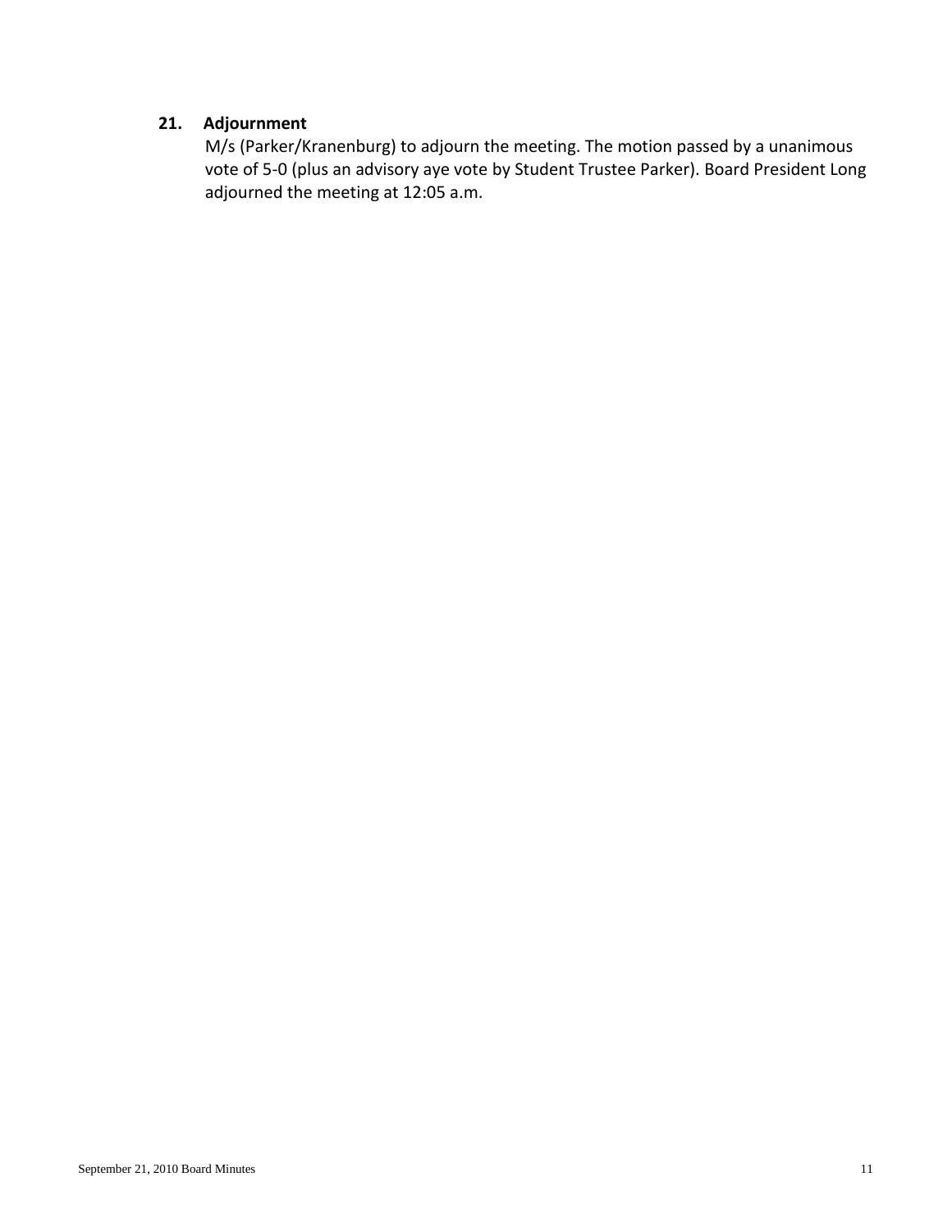## 21. Adjournment

M/s (Parker/Kranenburg) to adjourn the meeting. The motion passed by a unanimous vote of 5-0 (plus an advisory aye vote by Student Trustee Parker). Board President Long adjourned the meeting at 12:05 a.m.